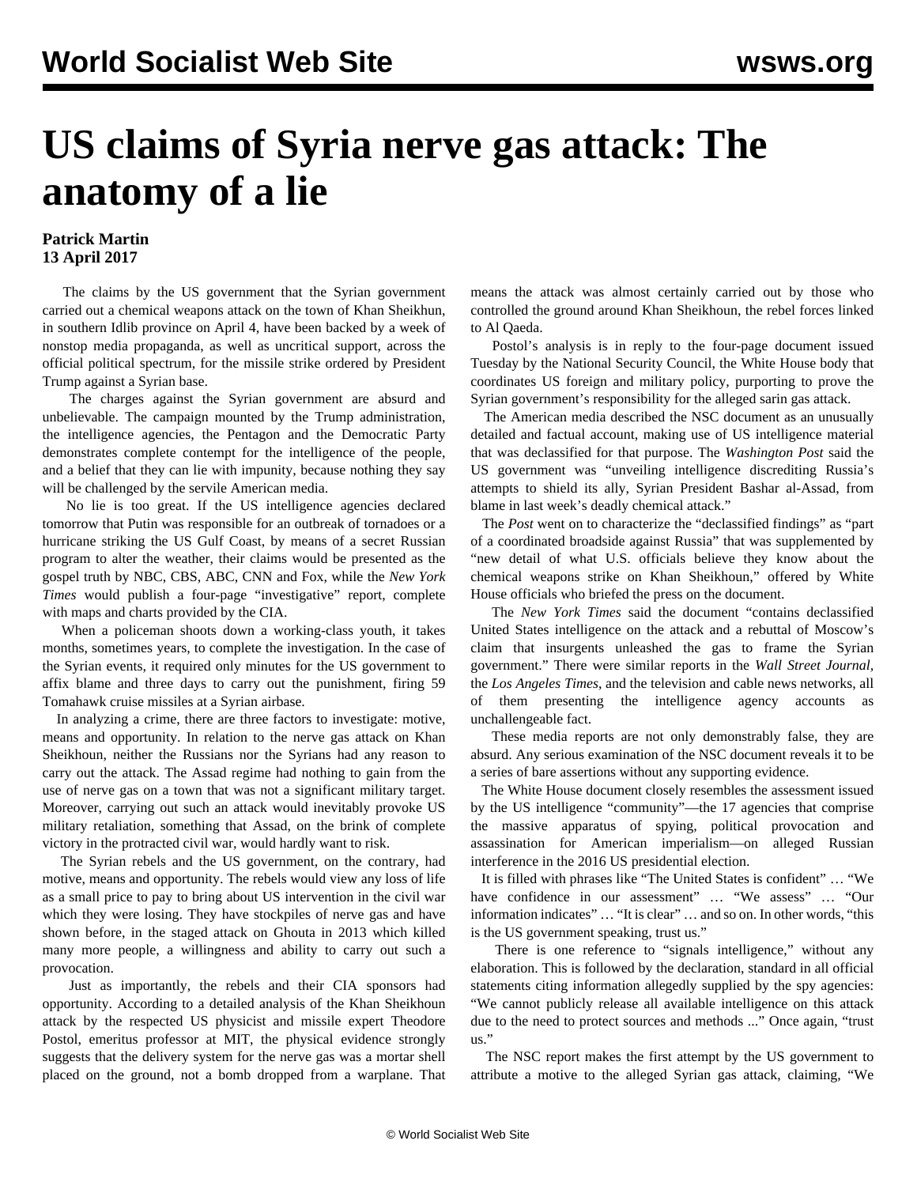# US claims of Syria nerve gas attack: The anatomy of a lie

**Patrick Martin**
**13 April 2017**

The claims by the US government that the Syrian government carried out a chemical weapons attack on the town of Khan Sheikhun, in southern Idlib province on April 4, have been backed by a week of nonstop media propaganda, as well as uncritical support, across the official political spectrum, for the missile strike ordered by President Trump against a Syrian base.

The charges against the Syrian government are absurd and unbelievable. The campaign mounted by the Trump administration, the intelligence agencies, the Pentagon and the Democratic Party demonstrates complete contempt for the intelligence of the people, and a belief that they can lie with impunity, because nothing they say will be challenged by the servile American media.

No lie is too great. If the US intelligence agencies declared tomorrow that Putin was responsible for an outbreak of tornadoes or a hurricane striking the US Gulf Coast, by means of a secret Russian program to alter the weather, their claims would be presented as the gospel truth by NBC, CBS, ABC, CNN and Fox, while the *New York Times* would publish a four-page "investigative" report, complete with maps and charts provided by the CIA.

When a policeman shoots down a working-class youth, it takes months, sometimes years, to complete the investigation. In the case of the Syrian events, it required only minutes for the US government to affix blame and three days to carry out the punishment, firing 59 Tomahawk cruise missiles at a Syrian airbase.

In analyzing a crime, there are three factors to investigate: motive, means and opportunity. In relation to the nerve gas attack on Khan Sheikhoun, neither the Russians nor the Syrians had any reason to carry out the attack. The Assad regime had nothing to gain from the use of nerve gas on a town that was not a significant military target. Moreover, carrying out such an attack would inevitably provoke US military retaliation, something that Assad, on the brink of complete victory in the protracted civil war, would hardly want to risk.

The Syrian rebels and the US government, on the contrary, had motive, means and opportunity. The rebels would view any loss of life as a small price to pay to bring about US intervention in the civil war which they were losing. They have stockpiles of nerve gas and have shown before, in the staged attack on Ghouta in 2013 which killed many more people, a willingness and ability to carry out such a provocation.

Just as importantly, the rebels and their CIA sponsors had opportunity. According to a detailed analysis of the Khan Sheikhoun attack by the respected US physicist and missile expert Theodore Postol, emeritus professor at MIT, the physical evidence strongly suggests that the delivery system for the nerve gas was a mortar shell placed on the ground, not a bomb dropped from a warplane. That means the attack was almost certainly carried out by those who controlled the ground around Khan Sheikhoun, the rebel forces linked to Al Qaeda.

Postol's analysis is in reply to the four-page document issued Tuesday by the National Security Council, the White House body that coordinates US foreign and military policy, purporting to prove the Syrian government's responsibility for the alleged sarin gas attack.

The American media described the NSC document as an unusually detailed and factual account, making use of US intelligence material that was declassified for that purpose. The *Washington Post* said the US government was "unveiling intelligence discrediting Russia's attempts to shield its ally, Syrian President Bashar al-Assad, from blame in last week's deadly chemical attack."

The *Post* went on to characterize the "declassified findings" as "part of a coordinated broadside against Russia" that was supplemented by "new detail of what U.S. officials believe they know about the chemical weapons strike on Khan Sheikhoun," offered by White House officials who briefed the press on the document.

The *New York Times* said the document "contains declassified United States intelligence on the attack and a rebuttal of Moscow's claim that insurgents unleashed the gas to frame the Syrian government." There were similar reports in the *Wall Street Journal*, the *Los Angeles Times*, and the television and cable news networks, all of them presenting the intelligence agency accounts as unchallengeable fact.

These media reports are not only demonstrably false, they are absurd. Any serious examination of the NSC document reveals it to be a series of bare assertions without any supporting evidence.

The White House document closely resembles the assessment issued by the US intelligence "community"—the 17 agencies that comprise the massive apparatus of spying, political provocation and assassination for American imperialism—on alleged Russian interference in the 2016 US presidential election.

It is filled with phrases like "The United States is confident" … "We have confidence in our assessment" … "We assess" … "Our information indicates" … "It is clear" … and so on. In other words, "this is the US government speaking, trust us."

There is one reference to "signals intelligence," without any elaboration. This is followed by the declaration, standard in all official statements citing information allegedly supplied by the spy agencies: "We cannot publicly release all available intelligence on this attack due to the need to protect sources and methods ..." Once again, "trust us."

The NSC report makes the first attempt by the US government to attribute a motive to the alleged Syrian gas attack, claiming, "We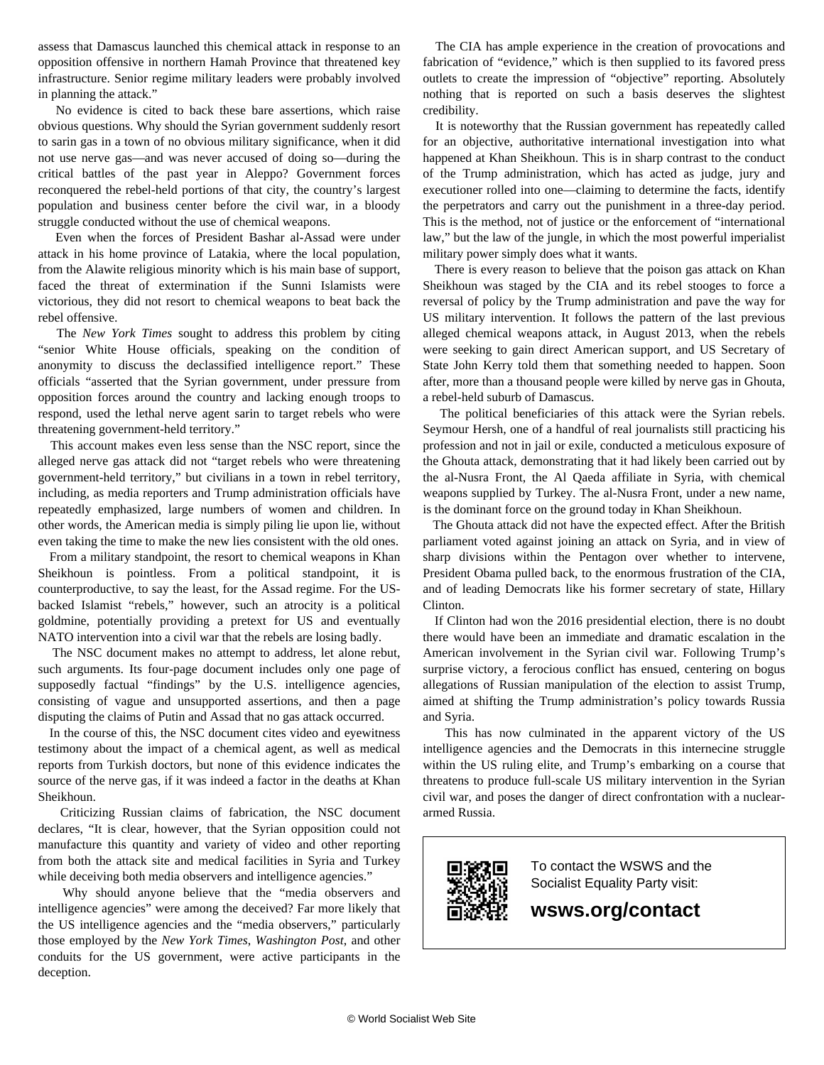assess that Damascus launched this chemical attack in response to an opposition offensive in northern Hamah Province that threatened key infrastructure. Senior regime military leaders were probably involved in planning the attack."

No evidence is cited to back these bare assertions, which raise obvious questions. Why should the Syrian government suddenly resort to sarin gas in a town of no obvious military significance, when it did not use nerve gas—and was never accused of doing so—during the critical battles of the past year in Aleppo? Government forces reconquered the rebel-held portions of that city, the country's largest population and business center before the civil war, in a bloody struggle conducted without the use of chemical weapons.

Even when the forces of President Bashar al-Assad were under attack in his home province of Latakia, where the local population, from the Alawite religious minority which is his main base of support, faced the threat of extermination if the Sunni Islamists were victorious, they did not resort to chemical weapons to beat back the rebel offensive.

The *New York Times* sought to address this problem by citing "senior White House officials, speaking on the condition of anonymity to discuss the declassified intelligence report." These officials "asserted that the Syrian government, under pressure from opposition forces around the country and lacking enough troops to respond, used the lethal nerve agent sarin to target rebels who were threatening government-held territory."

This account makes even less sense than the NSC report, since the alleged nerve gas attack did not "target rebels who were threatening government-held territory," but civilians in a town in rebel territory, including, as media reporters and Trump administration officials have repeatedly emphasized, large numbers of women and children. In other words, the American media is simply piling lie upon lie, without even taking the time to make the new lies consistent with the old ones.

From a military standpoint, the resort to chemical weapons in Khan Sheikhoun is pointless. From a political standpoint, it is counterproductive, to say the least, for the Assad regime. For the US-backed Islamist "rebels," however, such an atrocity is a political goldmine, potentially providing a pretext for US and eventually NATO intervention into a civil war that the rebels are losing badly.

The NSC document makes no attempt to address, let alone rebut, such arguments. Its four-page document includes only one page of supposedly factual "findings" by the U.S. intelligence agencies, consisting of vague and unsupported assertions, and then a page disputing the claims of Putin and Assad that no gas attack occurred.

In the course of this, the NSC document cites video and eyewitness testimony about the impact of a chemical agent, as well as medical reports from Turkish doctors, but none of this evidence indicates the source of the nerve gas, if it was indeed a factor in the deaths at Khan Sheikhoun.

Criticizing Russian claims of fabrication, the NSC document declares, "It is clear, however, that the Syrian opposition could not manufacture this quantity and variety of video and other reporting from both the attack site and medical facilities in Syria and Turkey while deceiving both media observers and intelligence agencies."

Why should anyone believe that the "media observers and intelligence agencies" were among the deceived? Far more likely that the US intelligence agencies and the "media observers," particularly those employed by the *New York Times*, *Washington Post*, and other conduits for the US government, were active participants in the deception.

The CIA has ample experience in the creation of provocations and fabrication of "evidence," which is then supplied to its favored press outlets to create the impression of "objective" reporting. Absolutely nothing that is reported on such a basis deserves the slightest credibility.

It is noteworthy that the Russian government has repeatedly called for an objective, authoritative international investigation into what happened at Khan Sheikhoun. This is in sharp contrast to the conduct of the Trump administration, which has acted as judge, jury and executioner rolled into one—claiming to determine the facts, identify the perpetrators and carry out the punishment in a three-day period. This is the method, not of justice or the enforcement of "international law," but the law of the jungle, in which the most powerful imperialist military power simply does what it wants.

There is every reason to believe that the poison gas attack on Khan Sheikhoun was staged by the CIA and its rebel stooges to force a reversal of policy by the Trump administration and pave the way for US military intervention. It follows the pattern of the last previous alleged chemical weapons attack, in August 2013, when the rebels were seeking to gain direct American support, and US Secretary of State John Kerry told them that something needed to happen. Soon after, more than a thousand people were killed by nerve gas in Ghouta, a rebel-held suburb of Damascus.

The political beneficiaries of this attack were the Syrian rebels. Seymour Hersh, one of a handful of real journalists still practicing his profession and not in jail or exile, conducted a meticulous exposure of the Ghouta attack, demonstrating that it had likely been carried out by the al-Nusra Front, the Al Qaeda affiliate in Syria, with chemical weapons supplied by Turkey. The al-Nusra Front, under a new name, is the dominant force on the ground today in Khan Sheikhoun.

The Ghouta attack did not have the expected effect. After the British parliament voted against joining an attack on Syria, and in view of sharp divisions within the Pentagon over whether to intervene, President Obama pulled back, to the enormous frustration of the CIA, and of leading Democrats like his former secretary of state, Hillary Clinton.

If Clinton had won the 2016 presidential election, there is no doubt there would have been an immediate and dramatic escalation in the American involvement in the Syrian civil war. Following Trump's surprise victory, a ferocious conflict has ensued, centering on bogus allegations of Russian manipulation of the election to assist Trump, aimed at shifting the Trump administration's policy towards Russia and Syria.

This has now culminated in the apparent victory of the US intelligence agencies and the Democrats in this internecine struggle within the US ruling elite, and Trump's embarking on a course that threatens to produce full-scale US military intervention in the Syrian civil war, and poses the danger of direct confrontation with a nuclear-armed Russia.

To contact the WSWS and the Socialist Equality Party visit:

**wsws.org/contact**